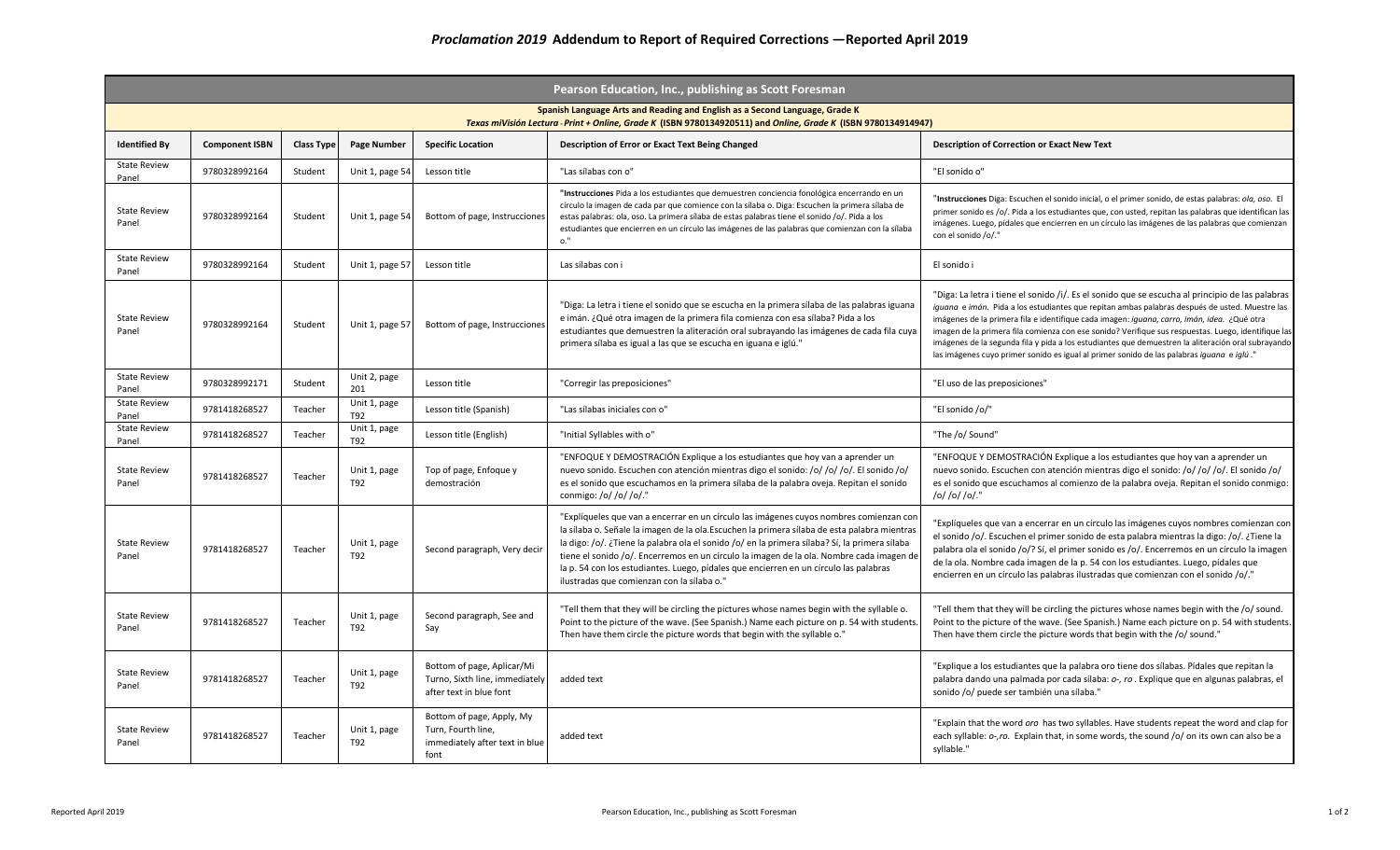# *Proclamation 2019* Addendum to Report of Required Corrections —Reported April 2019

| Pearson Education, Inc., publishing as Scott Foresman | | | | | | |
|---|---|---|---|---|---|---|
| Spanish Language Arts and Reading and English as a Second Language, Grade K<br>*Texas miVisión Lectura - Print + Online, Grade K* (ISBN 9780134920511) and *Online, Grade K* (ISBN 9780134914947) | | | | | | |
| **Identified By** | **Component ISBN** | **Class Type** | **Page Number** | **Specific Location** | **Description of Error or Exact Text Being Changed** | **Description of Correction or Exact New Text** |
| State Review Panel | 9780328992164 | Student | Unit 1, page 54 | Lesson title | "Las sílabas con o" | "El sonido o" |
| State Review Panel | 9780328992164 | Student | Unit 1, page 54 | Bottom of page, Instrucciones | "**Instrucciones** Pida a los estudiantes que demuestren conciencia fonológica encerrando en un círculo la imagen de cada par que comience con la sílaba o. Diga: Escuchen la primera sílaba de estas palabras: ola, oso. La primera sílaba de estas palabras tiene el sonido /o/. Pida a los estudiantes que encierren en un círculo las imágenes de las palabras que comienzan con la sílaba o." | "**Instrucciones** Diga: Escuchen el sonido inicial, o el primer sonido, de estas palabras: *ola, oso.* El primer sonido es /o/. Pida a los estudiantes que, con usted, repitan las palabras que identifican las imágenes. Luego, pídales que encierren en un círculo las imágenes de las palabras que comienzan con el sonido /o/." |
| State Review Panel | 9780328992164 | Student | Unit 1, page 57 | Lesson title | Las sílabas con i | El sonido i |
| State Review Panel | 9780328992164 | Student | Unit 1, page 57 | Bottom of page, Instrucciones | "Diga: La letra i tiene el sonido que se escucha en la primera sílaba de las palabras iguana e imán. ¿Qué otra imagen de la primera fila comienza con esa sílaba? Pida a los estudiantes que demuestren la aliteración oral subrayando las imágenes de cada fila cuya primera sílaba es igual a las que se escucha en iguana e iglú." | "Diga: La letra i tiene el sonido /i/. Es el sonido que se escucha al principio de las palabras *iguana* e *imán*. Pida a los estudiantes que repitan ambas palabras después de usted. Muestre las imágenes de la primera fila e identifique cada imagen: *iguana, carro, imán, idea*. ¿Qué otra imagen de la primera fila comienza con ese sonido? Verifique sus respuestas. Luego, identifique las imágenes de la segunda fila y pida a los estudiantes que demuestren la aliteración oral subrayando las imágenes cuyo primer sonido es igual al primer sonido de las palabras *iguana* e *iglú*." |
| State Review Panel | 9780328992171 | Student | Unit 2, page 201 | Lesson title | "Corregir las preposiciones" | "El uso de las preposiciones" |
| State Review Panel | 9781418268527 | Teacher | Unit 1, page T92 | Lesson title (Spanish) | "Las sílabas iniciales con o" | "El sonido /o/" |
| State Review Panel | 9781418268527 | Teacher | Unit 1, page T92 | Lesson title (English) | "Initial Syllables with o" | "The /o/ Sound" |
| State Review Panel | 9781418268527 | Teacher | Unit 1, page T92 | Top of page, Enfoque y demostración | "ENFOQUE Y DEMOSTRACIÓN Explique a los estudiantes que hoy van a aprender un nuevo sonido. Escuchen con atención mientras digo el sonido: /o/ /o/ /o/. El sonido /o/ es el sonido que escuchamos en la primera sílaba de la palabra oveja. Repitan el sonido conmigo: /o/ /o/ /o/." | "ENFOQUE Y DEMOSTRACIÓN Explique a los estudiantes que hoy van a aprender un nuevo sonido. Escuchen con atención mientras digo el sonido: /o/ /o/ /o/. El sonido /o/ es el sonido que escuchamos al comienzo de la palabra oveja. Repitan el sonido conmigo: /o/ /o/ /o/." |
| State Review Panel | 9781418268527 | Teacher | Unit 1, page T92 | Second paragraph, Very decir | "Explíqueles que van a encerrar en un círculo las imágenes cuyos nombres comienzan con la sílaba o. Señale la imagen de la ola.Escuchen la primera sílaba de esta palabra mientras la digo: /o/. ¿Tiene la palabra ola el sonido /o/ en la primera sílaba? Sí, la primera sílaba tiene el sonido /o/. Encerremos en un círculo la imagen de la ola. Nombre cada imagen de la p. 54 con los estudiantes. Luego, pídales que encierren en un círculo las palabras ilustradas que comienzan con la sílaba o." | "Explíqueles que van a encerrar en un círculo las imágenes cuyos nombres comienzan con el sonido /o/. Escuchen el primer sonido de esta palabra mientras la digo: /o/. ¿Tiene la palabra ola el sonido /o/? Sí, el primer sonido es /o/. Encerremos en un círculo la imagen de la ola. Nombre cada imagen de la p. 54 con los estudiantes. Luego, pídales que encierren en un círculo las palabras ilustradas que comienzan con el sonido /o/." |
| State Review Panel | 9781418268527 | Teacher | Unit 1, page T92 | Second paragraph, See and Say | "Tell them that they will be circling the pictures whose names begin with the syllable o. Point to the picture of the wave. (See Spanish.) Name each picture on p. 54 with students. Then have them circle the picture words that begin with the syllable o." | "Tell them that they will be circling the pictures whose names begin with the /o/ sound. Point to the picture of the wave. (See Spanish.) Name each picture on p. 54 with students. Then have them circle the picture words that begin with the /o/ sound." |
| State Review Panel | 9781418268527 | Teacher | Unit 1, page T92 | Bottom of page, Aplicar/Mi Turno, Sixth line, immediately after text in blue font | added text | "Explique a los estudiantes que la palabra oro tiene dos sílabas. Pídales que repitan la palabra dando una palmada por cada sílaba: *o-, ro* . Explique que en algunas palabras, el sonido /o/ puede ser también una sílaba." |
| State Review Panel | 9781418268527 | Teacher | Unit 1, page T92 | Bottom of page, Apply, My Turn, Fourth line, immediately after text in blue font | added text | "Explain that the word *oro* has two syllables. Have students repeat the word and clap for each syllable: *o-,ro*. Explain that, in some words, the sound /o/ on its own can also be a syllable." |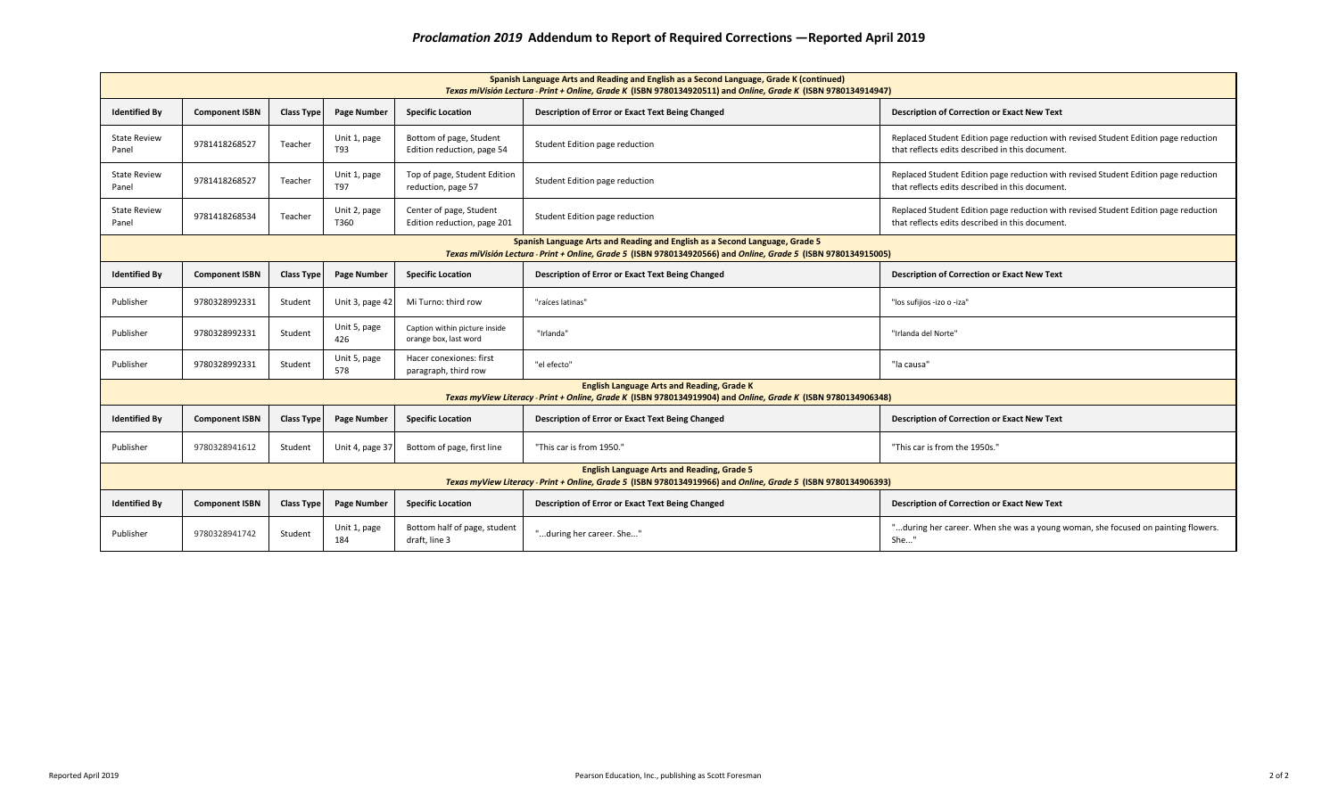# *Proclamation 2019* Addendum to Report of Required Corrections —Reported April 2019

| Spanish Language Arts and Reading and English as a Second Language, Grade K (continued) *Texas miVisión Lectura - Print + Online, Grade K* (ISBN 9780134920511) and *Online, Grade K* (ISBN 9780134914947) | | | | | | |
|---|---|---|---|---|---|---|
| **Identified By** | **Component ISBN** | **Class Type** | **Page Number** | **Specific Location** | **Description of Error or Exact Text Being Changed** | **Description of Correction or Exact New Text** |
| State Review Panel | 9781418268527 | Teacher | Unit 1, page T93 | Bottom of page, Student Edition reduction, page 54 | Student Edition page reduction | Replaced Student Edition page reduction with revised Student Edition page reduction that reflects edits described in this document. |
| State Review Panel | 9781418268527 | Teacher | Unit 1, page T97 | Top of page, Student Edition reduction, page 57 | Student Edition page reduction | Replaced Student Edition page reduction with revised Student Edition page reduction that reflects edits described in this document. |
| State Review Panel | 9781418268534 | Teacher | Unit 2, page T360 | Center of page, Student Edition reduction, page 201 | Student Edition page reduction | Replaced Student Edition page reduction with revised Student Edition page reduction that reflects edits described in this document. |

| Spanish Language Arts and Reading and English as a Second Language, Grade 5 *Texas miVisión Lectura - Print + Online, Grade 5* (ISBN 9780134920566) and *Online, Grade 5* (ISBN 9780134915005) | | | | | | |
|---|---|---|---|---|---|---|
| **Identified By** | **Component ISBN** | **Class Type** | **Page Number** | **Specific Location** | **Description of Error or Exact Text Being Changed** | **Description of Correction or Exact New Text** |
| Publisher | 9780328992331 | Student | Unit 3, page 42 | Mi Turno: third row | "raíces latinas" | "los sufijos -izo o -iza" |
| Publisher | 9780328992331 | Student | Unit 5, page 426 | Caption within picture inside orange box, last word | "Irlanda" | "Irlanda del Norte" |
| Publisher | 9780328992331 | Student | Unit 5, page 578 | Hacer conexiones: first paragraph, third row | "el efecto" | "la causa" |

| English Language Arts and Reading, Grade K *Texas myView Literacy - Print + Online, Grade K* (ISBN 9780134919904) and *Online, Grade K* (ISBN 9780134906348) | | | | | | |
|---|---|---|---|---|---|---|
| **Identified By** | **Component ISBN** | **Class Type** | **Page Number** | **Specific Location** | **Description of Error or Exact Text Being Changed** | **Description of Correction or Exact New Text** |
| Publisher | 9780328941612 | Student | Unit 4, page 37 | Bottom of page, first line | "This car is from 1950." | "This car is from the 1950s." |

| English Language Arts and Reading, Grade 5 *Texas myView Literacy - Print + Online, Grade 5* (ISBN 9780134919966) and *Online, Grade 5* (ISBN 9780134906393) | | | | | | |
|---|---|---|---|---|---|---|
| **Identified By** | **Component ISBN** | **Class Type** | **Page Number** | **Specific Location** | **Description of Error or Exact Text Being Changed** | **Description of Correction or Exact New Text** |
| Publisher | 9780328941742 | Student | Unit 1, page 184 | Bottom half of page, student draft, line 3 | "...during her career. She..." | "...during her career. When she was a young woman, she focused on painting flowers. She..." |

Reported April 2019 Pearson Education, Inc., publishing as Scott Foresman